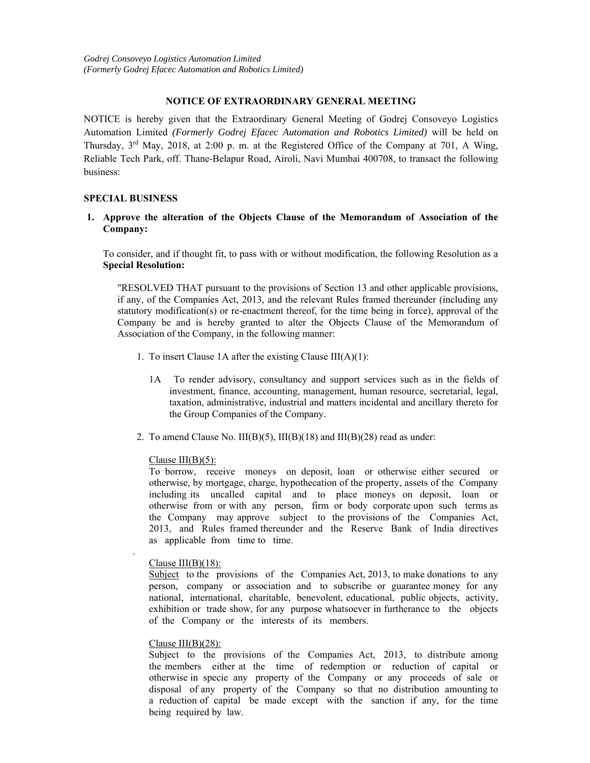*Godrej Consoveyo Logistics Automation Limited*
*(Formerly Godrej Efacec Automation and Robotics Limited)*

**NOTICE OF EXTRAORDINARY GENERAL MEETING**

NOTICE is hereby given that the Extraordinary General Meeting of Godrej Consoveyo Logistics Automation Limited *(Formerly Godrej Efacec Automation and Robotics Limited)* will be held on Thursday, 3rd May, 2018, at 2:00 p. m. at the Registered Office of the Company at 701, A Wing, Reliable Tech Park, off. Thane-Belapur Road, Airoli, Navi Mumbai 400708, to transact the following business:

**SPECIAL BUSINESS**

1. **Approve the alteration of the Objects Clause of the Memorandum of Association of the Company:**

   To consider, and if thought fit, to pass with or without modification, the following Resolution as a **Special Resolution:**

   "RESOLVED THAT pursuant to the provisions of Section 13 and other applicable provisions, if any, of the Companies Act, 2013, and the relevant Rules framed thereunder (including any statutory modification(s) or re-enactment thereof, for the time being in force), approval of the Company be and is hereby granted to alter the Objects Clause of the Memorandum of Association of the Company, in the following manner:

   1. To insert Clause 1A after the existing Clause III(A)(1):

      1A To render advisory, consultancy and support services such as in the fields of investment, finance, accounting, management, human resource, secretarial, legal, taxation, administrative, industrial and matters incidental and ancillary thereto for the Group Companies of the Company.

   2. To amend Clause No. III(B)(5), III(B)(18) and III(B)(28) read as under:

      Clause III(B)(5):
      To borrow, receive moneys on deposit, loan or otherwise either secured or otherwise, by mortgage, charge, hypothecation of the property, assets of the Company including its uncalled capital and to place moneys on deposit, loan or otherwise from or with any person, firm or body corporate upon such terms as the Company may approve subject to the provisions of the Companies Act, 2013, and Rules framed thereunder and the Reserve Bank of India directives as applicable from time to time.

      Clause III(B)(18):
      Subject to the provisions of the Companies Act, 2013, to make donations to any person, company or association and to subscribe or guarantee money for any national, international, charitable, benevolent, educational, public objects, activity, exhibition or trade show, for any purpose whatsoever in furtherance to the objects of the Company or the interests of its members.

      Clause III(B)(28):
      Subject to the provisions of the Companies Act, 2013, to distribute among the members either at the time of redemption or reduction of capital or otherwise in specie any property of the Company or any proceeds of sale or disposal of any property of the Company so that no distribution amounting to a reduction of capital be made except with the sanction if any, for the time being required by law.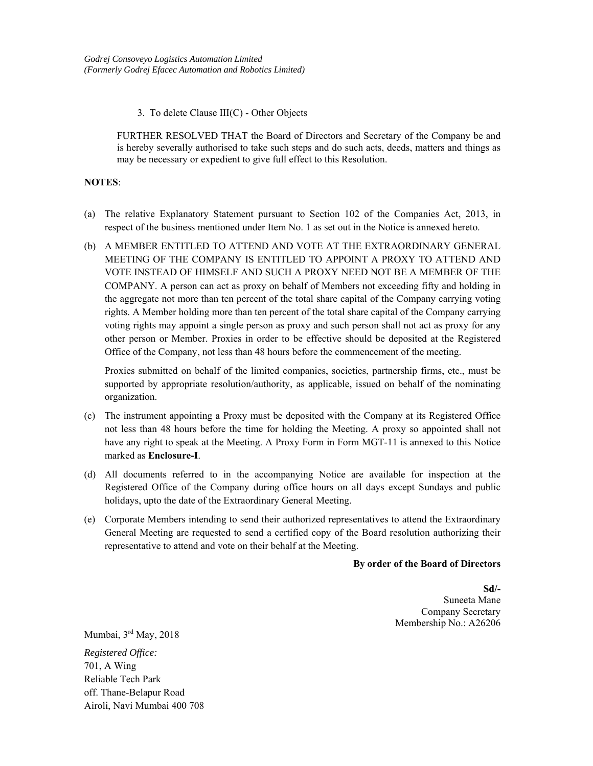3. To delete Clause III(C) - Other Objects

FURTHER RESOLVED THAT the Board of Directors and Secretary of the Company be and is hereby severally authorised to take such steps and do such acts, deeds, matters and things as may be necessary or expedient to give full effect to this Resolution.

**NOTES**:

(a) The relative Explanatory Statement pursuant to Section 102 of the Companies Act, 2013, in respect of the business mentioned under Item No. 1 as set out in the Notice is annexed hereto.

(b) A MEMBER ENTITLED TO ATTEND AND VOTE AT THE EXTRAORDINARY GENERAL MEETING OF THE COMPANY IS ENTITLED TO APPOINT A PROXY TO ATTEND AND VOTE INSTEAD OF HIMSELF AND SUCH A PROXY NEED NOT BE A MEMBER OF THE COMPANY. A person can act as proxy on behalf of Members not exceeding fifty and holding in the aggregate not more than ten percent of the total share capital of the Company carrying voting rights. A Member holding more than ten percent of the total share capital of the Company carrying voting rights may appoint a single person as proxy and such person shall not act as proxy for any other person or Member. Proxies in order to be effective should be deposited at the Registered Office of the Company, not less than 48 hours before the commencement of the meeting.

   Proxies submitted on behalf of the limited companies, societies, partnership firms, etc., must be supported by appropriate resolution/authority, as applicable, issued on behalf of the nominating organization.

(c) The instrument appointing a Proxy must be deposited with the Company at its Registered Office not less than 48 hours before the time for holding the Meeting. A proxy so appointed shall not have any right to speak at the Meeting. A Proxy Form in Form MGT-11 is annexed to this Notice marked as **Enclosure-I**.

(d) All documents referred to in the accompanying Notice are available for inspection at the Registered Office of the Company during office hours on all days except Sundays and public holidays, upto the date of the Extraordinary General Meeting.

(e) Corporate Members intending to send their authorized representatives to attend the Extraordinary General Meeting are requested to send a certified copy of the Board resolution authorizing their representative to attend and vote on their behalf at the Meeting.

**By order of the Board of Directors**

**Sd/-**
Suneeta Mane
Company Secretary
Membership No.: A26206

Mumbai, 3rd May, 2018

*Registered Office:*
701, A Wing
Reliable Tech Park
off. Thane-Belapur Road
Airoli, Navi Mumbai 400 708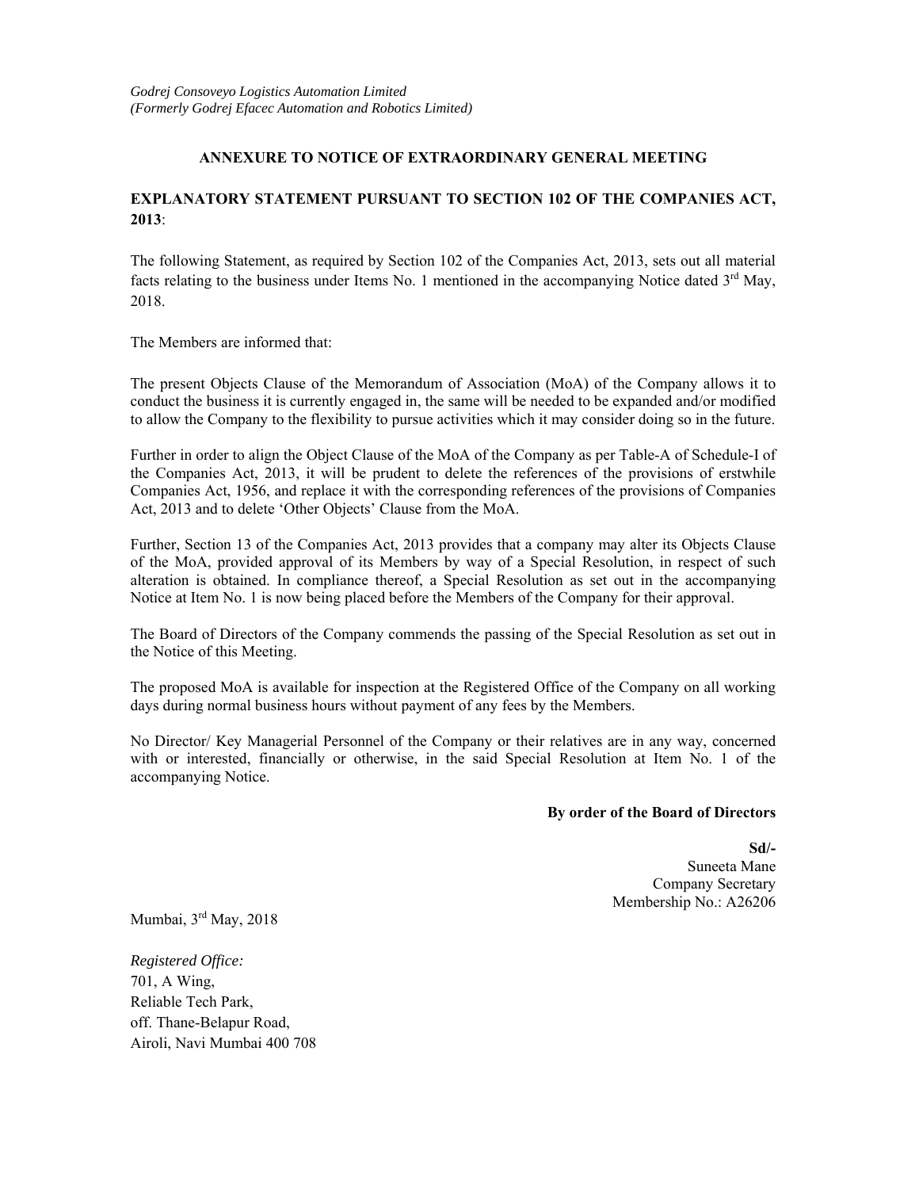*Godrej Consoveyo Logistics Automation Limited*
*(Formerly Godrej Efacec Automation and Robotics Limited)*

## ANNEXURE TO NOTICE OF EXTRAORDINARY GENERAL MEETING

## EXPLANATORY STATEMENT PURSUANT TO SECTION 102 OF THE COMPANIES ACT, 2013:

The following Statement, as required by Section 102 of the Companies Act, 2013, sets out all material facts relating to the business under Items No. 1 mentioned in the accompanying Notice dated 3rd May, 2018.

The Members are informed that:

The present Objects Clause of the Memorandum of Association (MoA) of the Company allows it to conduct the business it is currently engaged in, the same will be needed to be expanded and/or modified to allow the Company to the flexibility to pursue activities which it may consider doing so in the future.

Further in order to align the Object Clause of the MoA of the Company as per Table-A of Schedule-I of the Companies Act, 2013, it will be prudent to delete the references of the provisions of erstwhile Companies Act, 1956, and replace it with the corresponding references of the provisions of Companies Act, 2013 and to delete 'Other Objects' Clause from the MoA.

Further, Section 13 of the Companies Act, 2013 provides that a company may alter its Objects Clause of the MoA, provided approval of its Members by way of a Special Resolution, in respect of such alteration is obtained. In compliance thereof, a Special Resolution as set out in the accompanying Notice at Item No. 1 is now being placed before the Members of the Company for their approval.

The Board of Directors of the Company commends the passing of the Special Resolution as set out in the Notice of this Meeting.

The proposed MoA is available for inspection at the Registered Office of the Company on all working days during normal business hours without payment of any fees by the Members.

No Director/ Key Managerial Personnel of the Company or their relatives are in any way, concerned with or interested, financially or otherwise, in the said Special Resolution at Item No. 1 of the accompanying Notice.

**By order of the Board of Directors**

**Sd/-**
Suneeta Mane
Company Secretary
Membership No.: A26206

Mumbai, 3rd May, 2018

*Registered Office:*
701, A Wing,
Reliable Tech Park,
off. Thane-Belapur Road,
Airoli, Navi Mumbai 400 708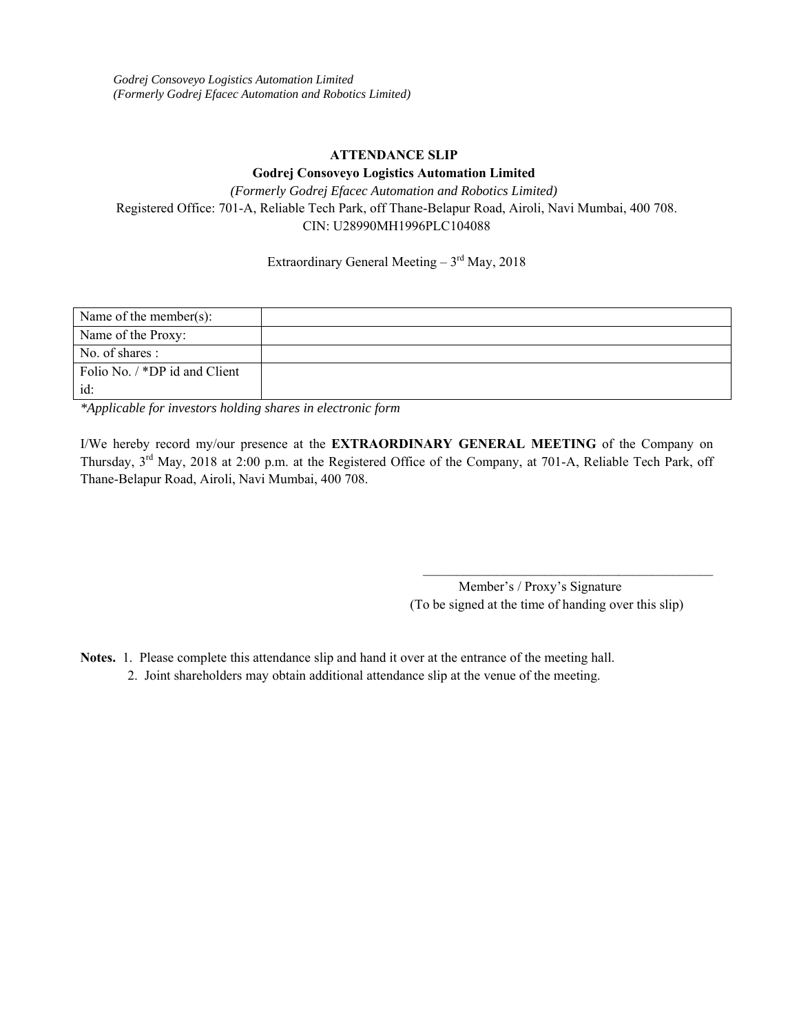*Godrej Consoveyo Logistics Automation Limited*
*(Formerly Godrej Efacec Automation and Robotics Limited)*

**ATTENDANCE SLIP**

**Godrej Consoveyo Logistics Automation Limited**

*(Formerly Godrej Efacec Automation and Robotics Limited)*

Registered Office: 701-A, Reliable Tech Park, off Thane-Belapur Road, Airoli, Navi Mumbai, 400 708.

CIN: U28990MH1996PLC104088

Extraordinary General Meeting – 3rd May, 2018

| Name of the member(s): | |
|---|---|
| Name of the Proxy: | |
| No. of shares : | |
| Folio No. / *DP id and Client id: | |

*\*Applicable for investors holding shares in electronic form*

I/We hereby record my/our presence at the **EXTRAORDINARY GENERAL MEETING** of the Company on Thursday, 3rd May, 2018 at 2:00 p.m. at the Registered Office of the Company, at 701-A, Reliable Tech Park, off Thane-Belapur Road, Airoli, Navi Mumbai, 400 708.

\_\_\_\_\_\_\_\_\_\_\_\_\_\_\_\_\_\_\_\_\_\_\_\_\_\_\_\_\_\_\_\_\_\_\_\_

Member's / Proxy's Signature

(To be signed at the time of handing over this slip)

**Notes.**

1. Please complete this attendance slip and hand it over at the entrance of the meeting hall.
2. Joint shareholders may obtain additional attendance slip at the venue of the meeting.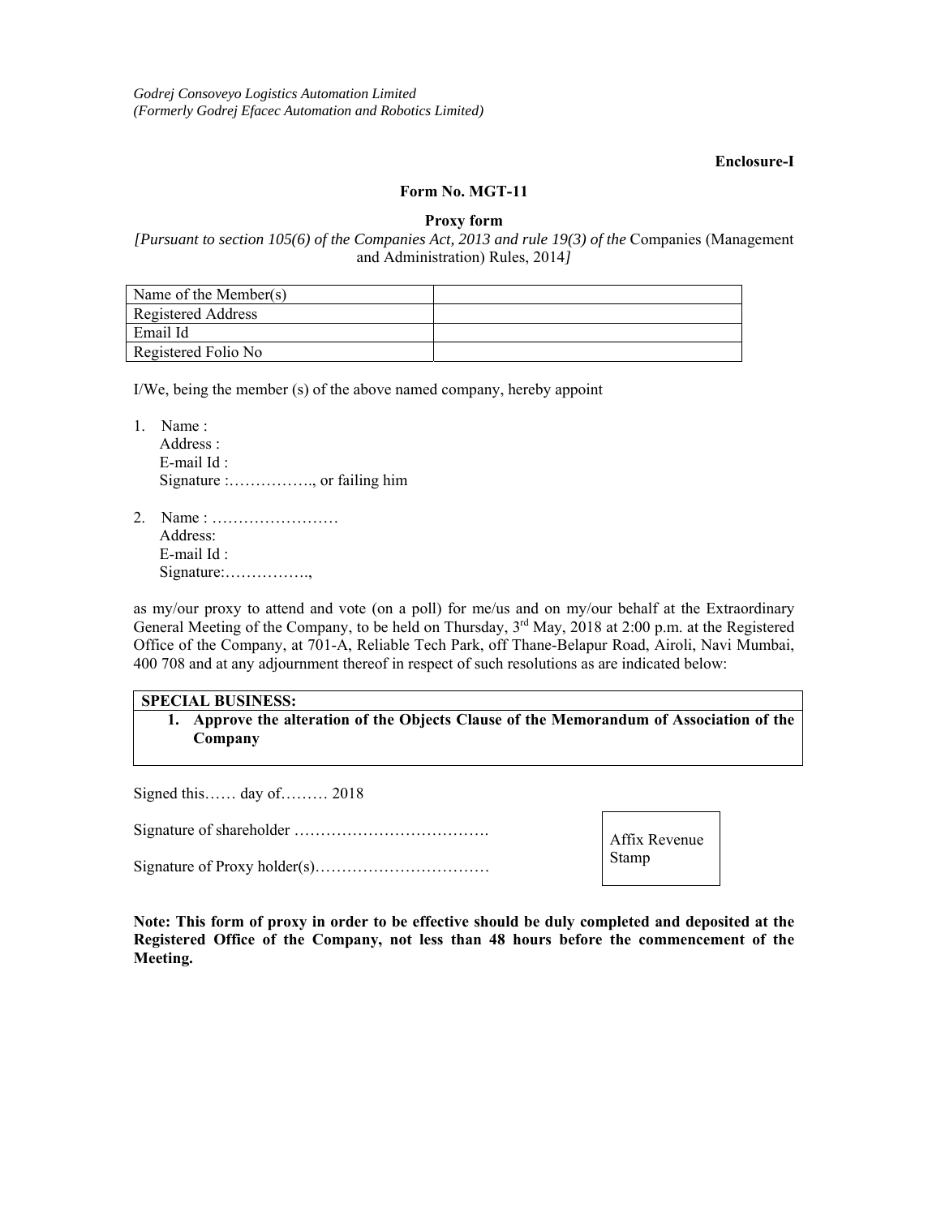*Godrej Consoveyo Logistics Automation Limited*
*(Formerly Godrej Efacec Automation and Robotics Limited)*

**Enclosure-I**

**Form No. MGT-11**

**Proxy form**

*[Pursuant to section 105(6) of the Companies Act, 2013 and rule 19(3) of the* Companies (Management and Administration) Rules, 2014*]*

| Name of the Member(s) | |
|---|---|
| Registered Address | |
| Email Id | |
| Registered Folio No | |

I/We, being the member (s) of the above named company, hereby appoint

1. Name :
   Address :
   E-mail Id :
   Signature :……………., or failing him

2. Name : ……………………
   Address:
   E-mail Id :
   Signature:…………….,

as my/our proxy to attend and vote (on a poll) for me/us and on my/our behalf at the Extraordinary General Meeting of the Company, to be held on Thursday, 3rd May, 2018 at 2:00 p.m. at the Registered Office of the Company, at 701-A, Reliable Tech Park, off Thane-Belapur Road, Airoli, Navi Mumbai, 400 708 and at any adjournment thereof in respect of such resolutions as are indicated below:

| **SPECIAL BUSINESS:** |
|---|
| **1. Approve the alteration of the Objects Clause of the Memorandum of Association of the Company** |

Signed this…… day of……… 2018

Signature of shareholder ……………………………….

Signature of Proxy holder(s)……………………………

Affix Revenue Stamp

**Note: This form of proxy in order to be effective should be duly completed and deposited at the Registered Office of the Company, not less than 48 hours before the commencement of the Meeting.**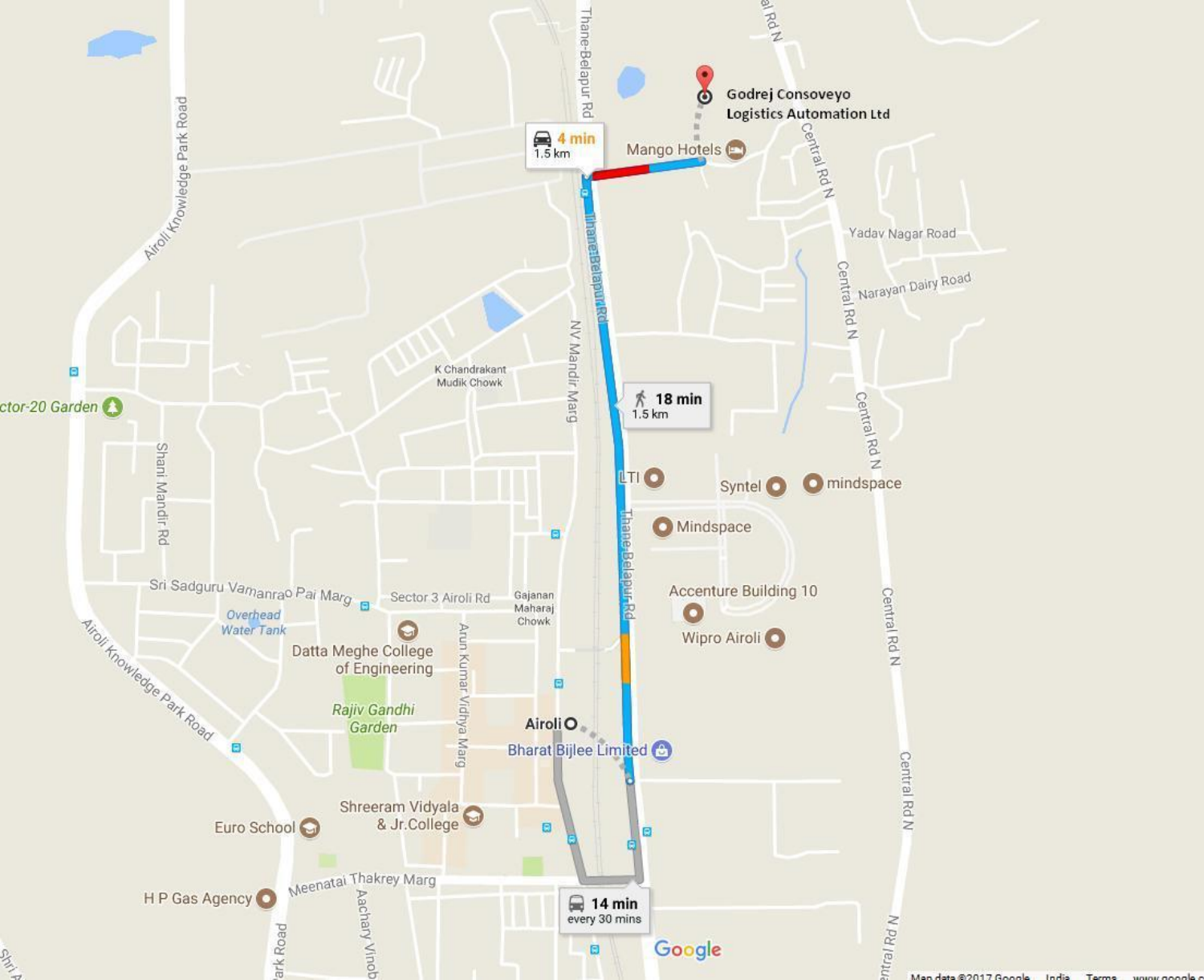Godrej Consoveyo Logistics Automation Ltd

Mango Hotels

4 min
1.5 km

18 min
1.5 km

14 min
every 30 mins

Thane-Belapur Rd

Airoli Knowledge Park Road

Central Rd N

Yadav Nagar Road

Narayan Dairy Road

K Chandrakant Mudik Chowk

NV Mandir Marg

Sector-20 Garden

Shani Mandir Rd

LTI

Syntel

mindspace

Mindspace

Accenture Building 10

Wipro Airoli

Sri Sadguru Vamanrao Pai Marg

Sector 3 Airoli Rd

Gajanan Maharaj Chowk

Overhead Water Tank

Datta Meghe College of Engineering

Arun Kumar Vidya Marg

Rajiv Gandhi Garden

Airoli

Bharat Bijlee Limited

Shreeram Vidyala & Jr.College

Euro School

H P Gas Agency

Meenatai Thakrey Marg

Aachary Vinob

Google

Map data ©2017 Google India Terms